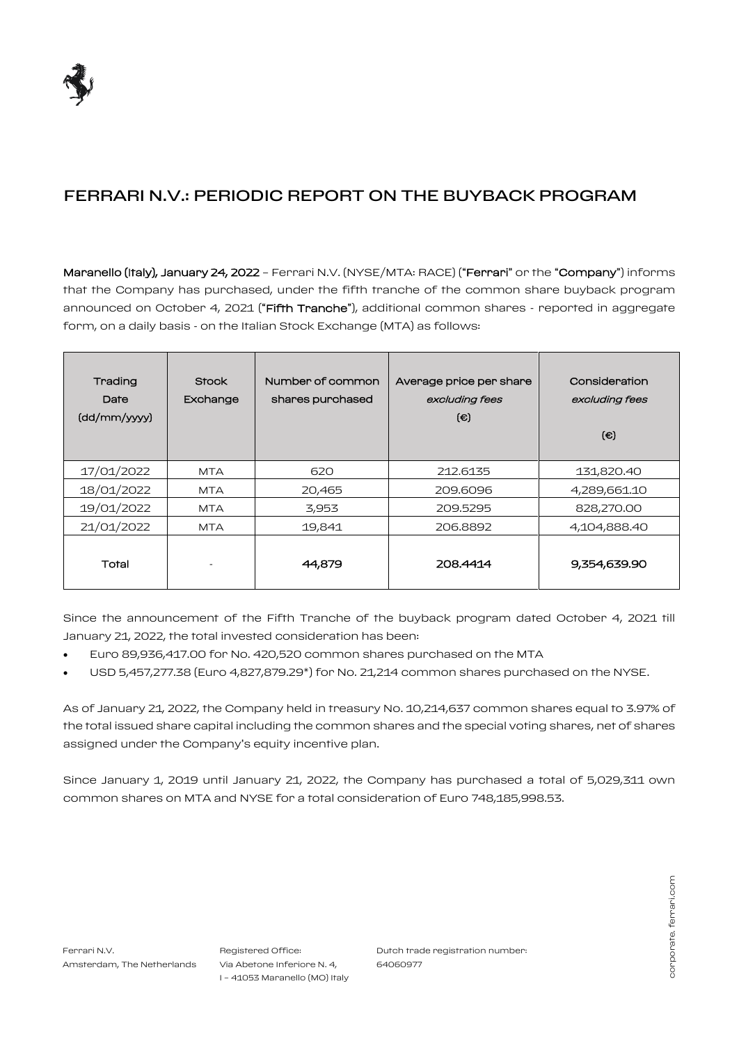# FERRARI N.V.: PERIODIC REPORT ON THE BUYBACK PROGRAM

**Maranello (Italy), January 24, 2022** – Ferrari N.V. (NYSE/MTA: RACE) ("**Ferrari**" or the "**Company**") informs that the Company has purchased, under the fifth tranche of the common share buyback program announced on October 4, 2021 ("**Fifth Tranche**"), additional common shares - reported in aggregate form, on a daily basis - on the Italian Stock Exchange (MTA) as follows:

| Trading Date (dd/mm/yyyy) | Stock Exchange | Number of common shares purchased | Average price per share *excluding fees* (€) | Consideration *excluding fees* (€) |
|---|---|---|---|---|
| 17/01/2022 | MTA | 620 | 212.6135 | 131,820.40 |
| 18/01/2022 | MTA | 20,465 | 209.6096 | 4,289,661.10 |
| 19/01/2022 | MTA | 3,953 | 209.5295 | 828,270.00 |
| 21/01/2022 | MTA | 19,841 | 206.8892 | 4,104,888.40 |
| Total | - | **44,879** | **208.4414** | **9,354,639.90** |

Since the announcement of the Fifth Tranche of the buyback program dated October 4, 2021 till January 21, 2022, the total invested consideration has been:

- Euro 89,936,417.00 for No. 420,520 common shares purchased on the MTA
- USD 5,457,277.38 (Euro 4,827,879.29*) for No. 21,214 common shares purchased on the NYSE.

As of January 21, 2022, the Company held in treasury No. 10,214,637 common shares equal to 3.97% of the total issued share capital including the common shares and the special voting shares, net of shares assigned under the Company's equity incentive plan.

Since January 1, 2019 until January 21, 2022, the Company has purchased a total of 5,029,311 own common shares on MTA and NYSE for a total consideration of Euro 748,185,998.53.

Ferrari N.V.
Amsterdam, The Netherlands

Registered Office:
Via Abetone Inferiore N. 4,
I – 41053 Maranello (MO) Italy

Dutch trade registration number:
64060977

corporate.ferrari.com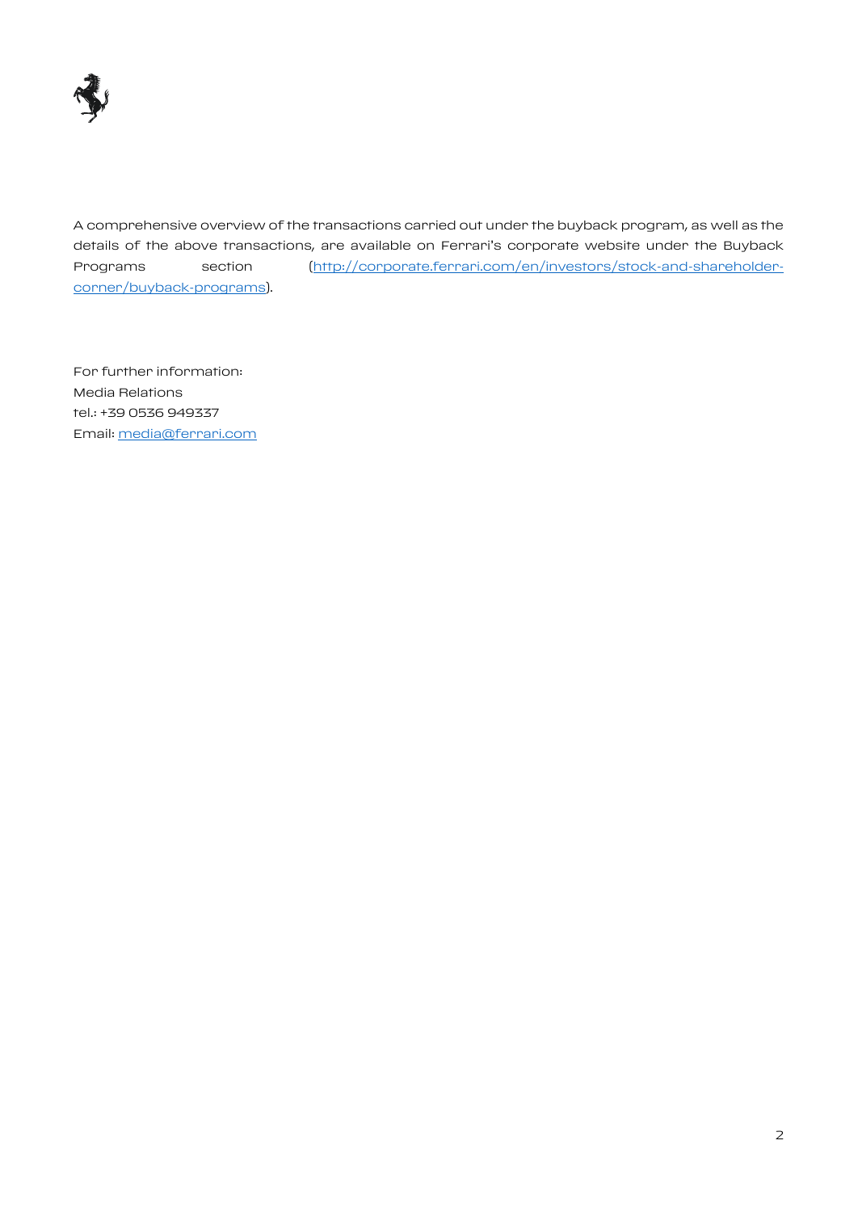A comprehensive overview of the transactions carried out under the buyback program, as well as the details of the above transactions, are available on Ferrari's corporate website under the Buyback Programs section (http://corporate.ferrari.com/en/investors/stock-and-shareholder-corner/buyback-programs).

For further information:
Media Relations
tel.: +39 0536 949337
Email: media@ferrari.com